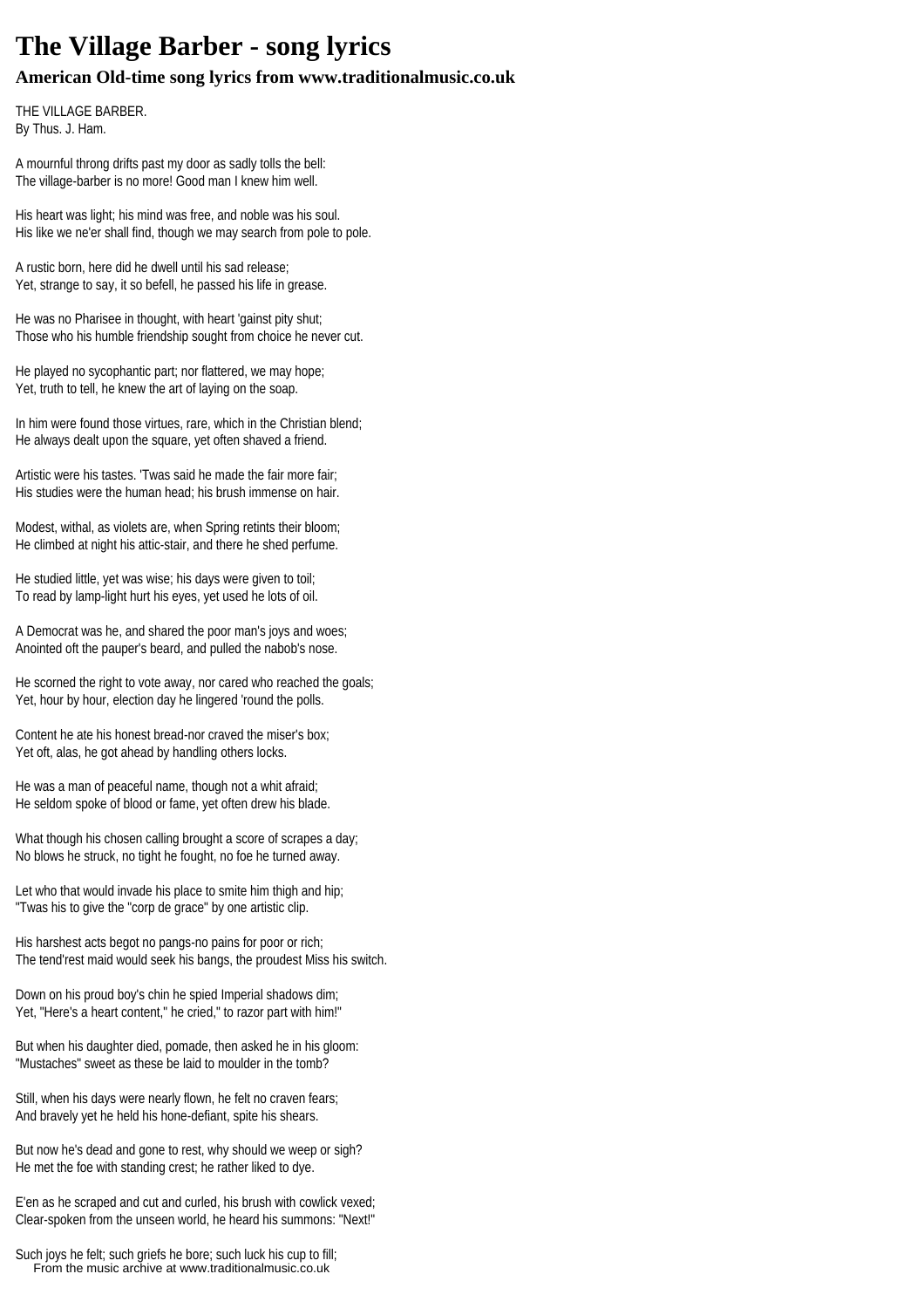# The Village Barber - song lyrics

### American Old-time song lyrics from www.traditionalmusic.co.uk

THE VILLAGE BARBER.
By Thus. J. Ham.

A mournful throng drifts past my door as sadly tolls the bell:
The village-barber is no more! Good man I knew him well.

His heart was light; his mind was free, and noble was his soul.
His like we ne'er shall find, though we may search from pole to pole.

A rustic born, here did he dwell until his sad release;
Yet, strange to say, it so befell, he passed his life in grease.

He was no Pharisee in thought, with heart 'gainst pity shut;
Those who his humble friendship sought from choice he never cut.

He played no sycophantic part; nor flattered, we may hope;
Yet, truth to tell, he knew the art of laying on the soap.

In him were found those virtues, rare, which in the Christian blend;
He always dealt upon the square, yet often shaved a friend.

Artistic were his tastes. 'Twas said he made the fair more fair;
His studies were the human head; his brush immense on hair.

Modest, withal, as violets are, when Spring retints their bloom;
He climbed at night his attic-stair, and there he shed perfume.

He studied little, yet was wise; his days were given to toil;
To read by lamp-light hurt his eyes, yet used he lots of oil.

A Democrat was he, and shared the poor man's joys and woes;
Anointed oft the pauper's beard, and pulled the nabob's nose.

He scorned the right to vote away, nor cared who reached the goals;
Yet, hour by hour, election day he lingered 'round the polls.

Content he ate his honest bread-nor craved the miser's box;
Yet oft, alas, he got ahead by handling others locks.

He was a man of peaceful name, though not a whit afraid;
He seldom spoke of blood or fame, yet often drew his blade.

What though his chosen calling brought a score of scrapes a day;
No blows he struck, no tight he fought, no foe he turned away.

Let who that would invade his place to smite him thigh and hip;
"Twas his to give the "corp de grace" by one artistic clip.

His harshest acts begot no pangs-no pains for poor or rich;
The tend'rest maid would seek his bangs, the proudest Miss his switch.

Down on his proud boy's chin he spied Imperial shadows dim;
Yet, "Here's a heart content," he cried," to razor part with him!"

But when his daughter died, pomade, then asked he in his gloom:
"Mustaches" sweet as these be laid to moulder in the tomb?

Still, when his days were nearly flown, he felt no craven fears;
And bravely yet he held his hone-defiant, spite his shears.

But now he's dead and gone to rest, why should we weep or sigh?
He met the foe with standing crest; he rather liked to dye.

E'en as he scraped and cut and curled, his brush with cowlick vexed;
Clear-spoken from the unseen world, he heard his summons: "Next!"

Such joys he felt; such griefs he bore; such luck his cup to fill;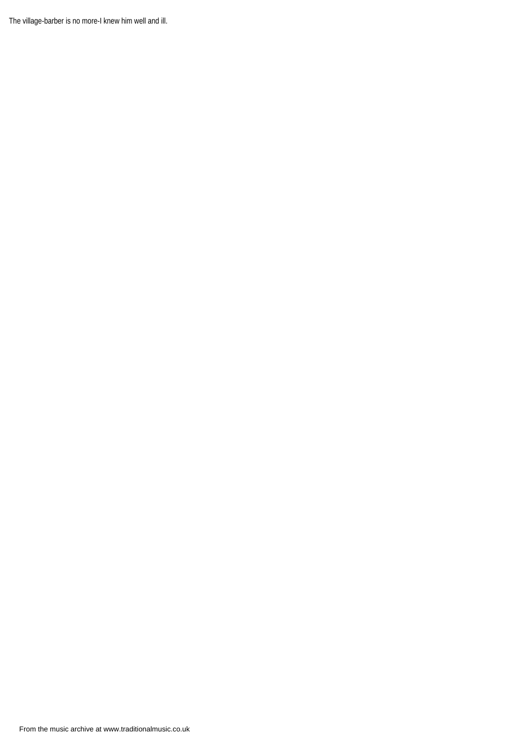The village-barber is no more-I knew him well and ill.